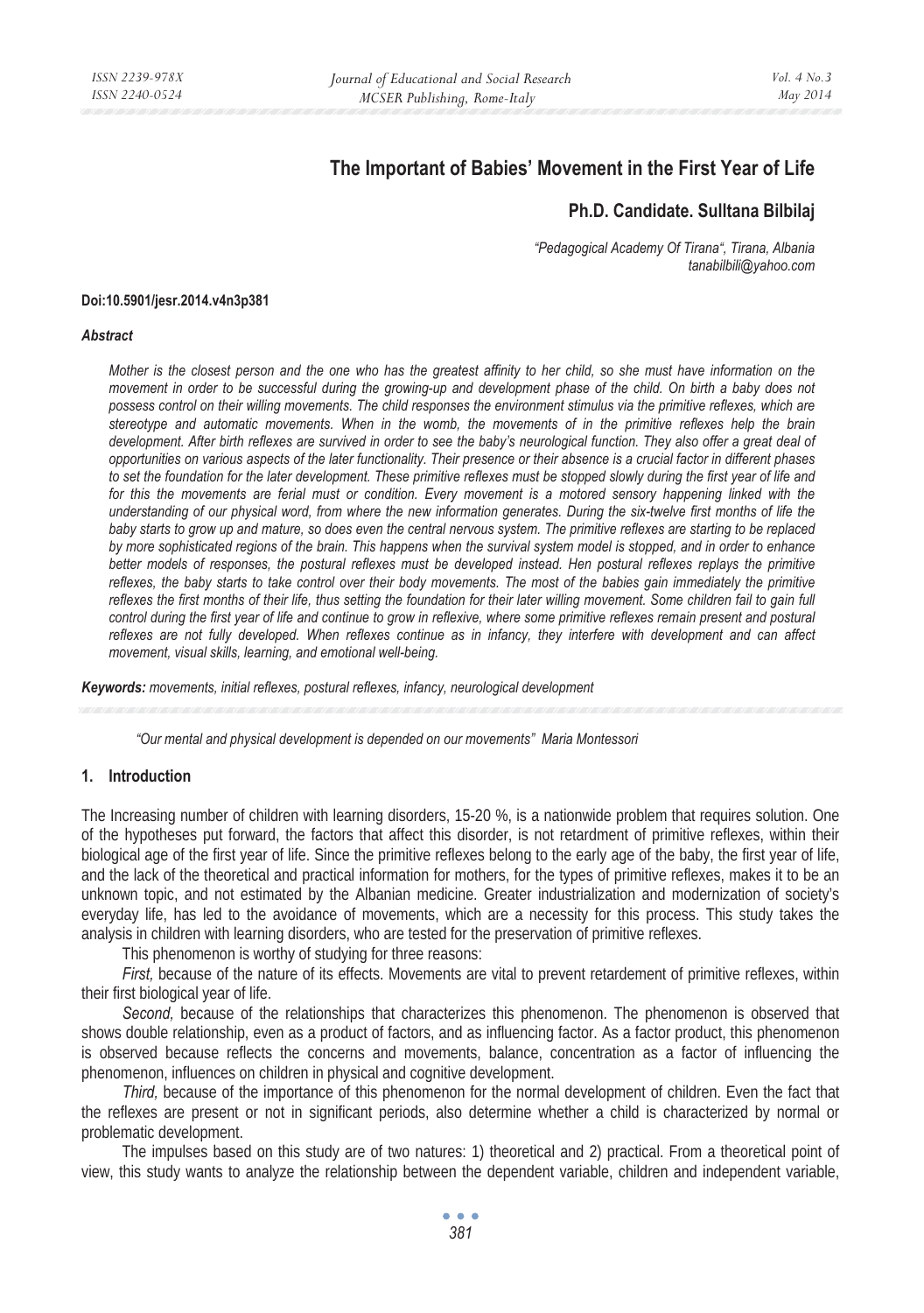# The Important of Babies' Movement in the First Year of Life

**Ph.D. Candidate. Sulltana Bilbilaj**

*"Pedagogical Academy Of Tirana", Tirana, Albania*
*tanabilbili@yahoo.com*

**Doi:10.5901/jesr.2014.v4n3p381**

***Abstract***

*Mother is the closest person and the one who has the greatest affinity to her child, so she must have information on the movement in order to be successful during the growing-up and development phase of the child. On birth a baby does not possess control on their willing movements. The child responses the environment stimulus via the primitive reflexes, which are stereotype and automatic movements. When in the womb, the movements of in the primitive reflexes help the brain development. After birth reflexes are survived in order to see the baby's neurological function. They also offer a great deal of opportunities on various aspects of the later functionality. Their presence or their absence is a crucial factor in different phases to set the foundation for the later development. These primitive reflexes must be stopped slowly during the first year of life and for this the movements are ferial must or condition. Every movement is a motored sensory happening linked with the understanding of our physical word, from where the new information generates. During the six-twelve first months of life the baby starts to grow up and mature, so does even the central nervous system. The primitive reflexes are starting to be replaced by more sophisticated regions of the brain. This happens when the survival system model is stopped, and in order to enhance better models of responses, the postural reflexes must be developed instead. Hen postural reflexes replays the primitive reflexes, the baby starts to take control over their body movements. The most of the babies gain immediately the primitive reflexes the first months of their life, thus setting the foundation for their later willing movement. Some children fail to gain full control during the first year of life and continue to grow in reflexive, where some primitive reflexes remain present and postural reflexes are not fully developed. When reflexes continue as in infancy, they interfere with development and can affect movement, visual skills, learning, and emotional well-being.*

***Keywords:*** *movements, initial reflexes, postural reflexes, infancy, neurological development*

*"Our mental and physical development is depended on our movements" Maria Montessori*

## 1. Introduction

The Increasing number of children with learning disorders, 15-20 %, is a nationwide problem that requires solution. One of the hypotheses put forward, the factors that affect this disorder, is not retardment of primitive reflexes, within their biological age of the first year of life. Since the primitive reflexes belong to the early age of the baby, the first year of life, and the lack of the theoretical and practical information for mothers, for the types of primitive reflexes, makes it to be an unknown topic, and not estimated by the Albanian medicine. Greater industrialization and modernization of society's everyday life, has led to the avoidance of movements, which are a necessity for this process. This study takes the analysis in children with learning disorders, who are tested for the preservation of primitive reflexes.

This phenomenon is worthy of studying for three reasons:

*First,* because of the nature of its effects. Movements are vital to prevent retardement of primitive reflexes, within their first biological year of life.

*Second,* because of the relationships that characterizes this phenomenon. The phenomenon is observed that shows double relationship, even as a product of factors, and as influencing factor. As a factor product, this phenomenon is observed because reflects the concerns and movements, balance, concentration as a factor of influencing the phenomenon, influences on children in physical and cognitive development.

*Third,* because of the importance of this phenomenon for the normal development of children. Even the fact that the reflexes are present or not in significant periods, also determine whether a child is characterized by normal or problematic development.

The impulses based on this study are of two natures: 1) theoretical and 2) practical. From a theoretical point of view, this study wants to analyze the relationship between the dependent variable, children and independent variable,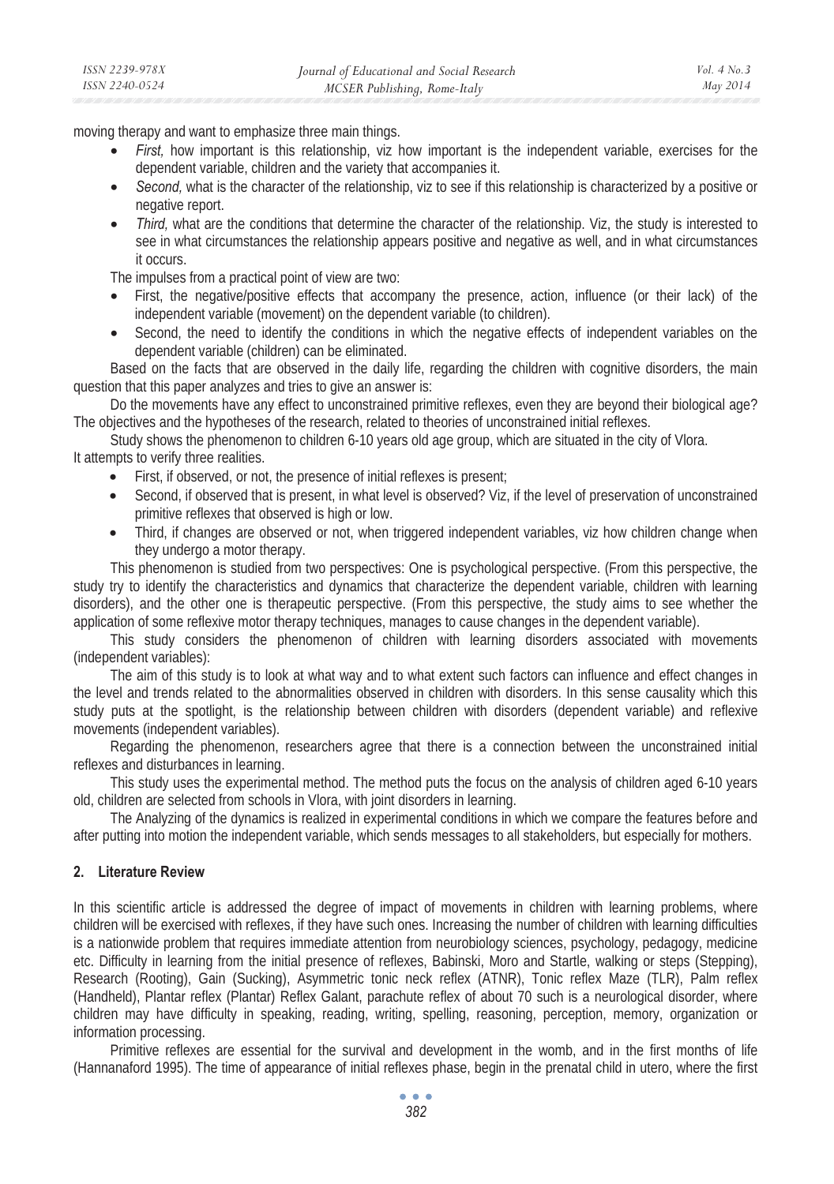moving therapy and want to emphasize three main things.

- *First,* how important is this relationship, viz how important is the independent variable, exercises for the dependent variable, children and the variety that accompanies it.
- *Second,* what is the character of the relationship, viz to see if this relationship is characterized by a positive or negative report.
- *Third,* what are the conditions that determine the character of the relationship. Viz, the study is interested to see in what circumstances the relationship appears positive and negative as well, and in what circumstances it occurs.

The impulses from a practical point of view are two:

- First, the negative/positive effects that accompany the presence, action, influence (or their lack) of the independent variable (movement) on the dependent variable (to children).
- Second, the need to identify the conditions in which the negative effects of independent variables on the dependent variable (children) can be eliminated.

Based on the facts that are observed in the daily life, regarding the children with cognitive disorders, the main question that this paper analyzes and tries to give an answer is:

Do the movements have any effect to unconstrained primitive reflexes, even they are beyond their biological age? The objectives and the hypotheses of the research, related to theories of unconstrained initial reflexes.

Study shows the phenomenon to children 6-10 years old age group, which are situated in the city of Vlora. It attempts to verify three realities.

- First, if observed, or not, the presence of initial reflexes is present;
- Second, if observed that is present, in what level is observed? Viz, if the level of preservation of unconstrained primitive reflexes that observed is high or low.
- Third, if changes are observed or not, when triggered independent variables, viz how children change when they undergo a motor therapy.

This phenomenon is studied from two perspectives: One is psychological perspective. (From this perspective, the study try to identify the characteristics and dynamics that characterize the dependent variable, children with learning disorders), and the other one is therapeutic perspective. (From this perspective, the study aims to see whether the application of some reflexive motor therapy techniques, manages to cause changes in the dependent variable).

This study considers the phenomenon of children with learning disorders associated with movements (independent variables):

The aim of this study is to look at what way and to what extent such factors can influence and effect changes in the level and trends related to the abnormalities observed in children with disorders. In this sense causality which this study puts at the spotlight, is the relationship between children with disorders (dependent variable) and reflexive movements (independent variables).

Regarding the phenomenon, researchers agree that there is a connection between the unconstrained initial reflexes and disturbances in learning.

This study uses the experimental method. The method puts the focus on the analysis of children aged 6-10 years old, children are selected from schools in Vlora, with joint disorders in learning.

The Analyzing of the dynamics is realized in experimental conditions in which we compare the features before and after putting into motion the independent variable, which sends messages to all stakeholders, but especially for mothers.

## 2. Literature Review

In this scientific article is addressed the degree of impact of movements in children with learning problems, where children will be exercised with reflexes, if they have such ones. Increasing the number of children with learning difficulties is a nationwide problem that requires immediate attention from neurobiology sciences, psychology, pedagogy, medicine etc. Difficulty in learning from the initial presence of reflexes, Babinski, Moro and Startle, walking or steps (Stepping), Research (Rooting), Gain (Sucking), Asymmetric tonic neck reflex (ATNR), Tonic reflex Maze (TLR), Palm reflex (Handheld), Plantar reflex (Plantar) Reflex Galant, parachute reflex of about 70 such is a neurological disorder, where children may have difficulty in speaking, reading, writing, spelling, reasoning, perception, memory, organization or information processing.

Primitive reflexes are essential for the survival and development in the womb, and in the first months of life (Hannanaford 1995). The time of appearance of initial reflexes phase, begin in the prenatal child in utero, where the first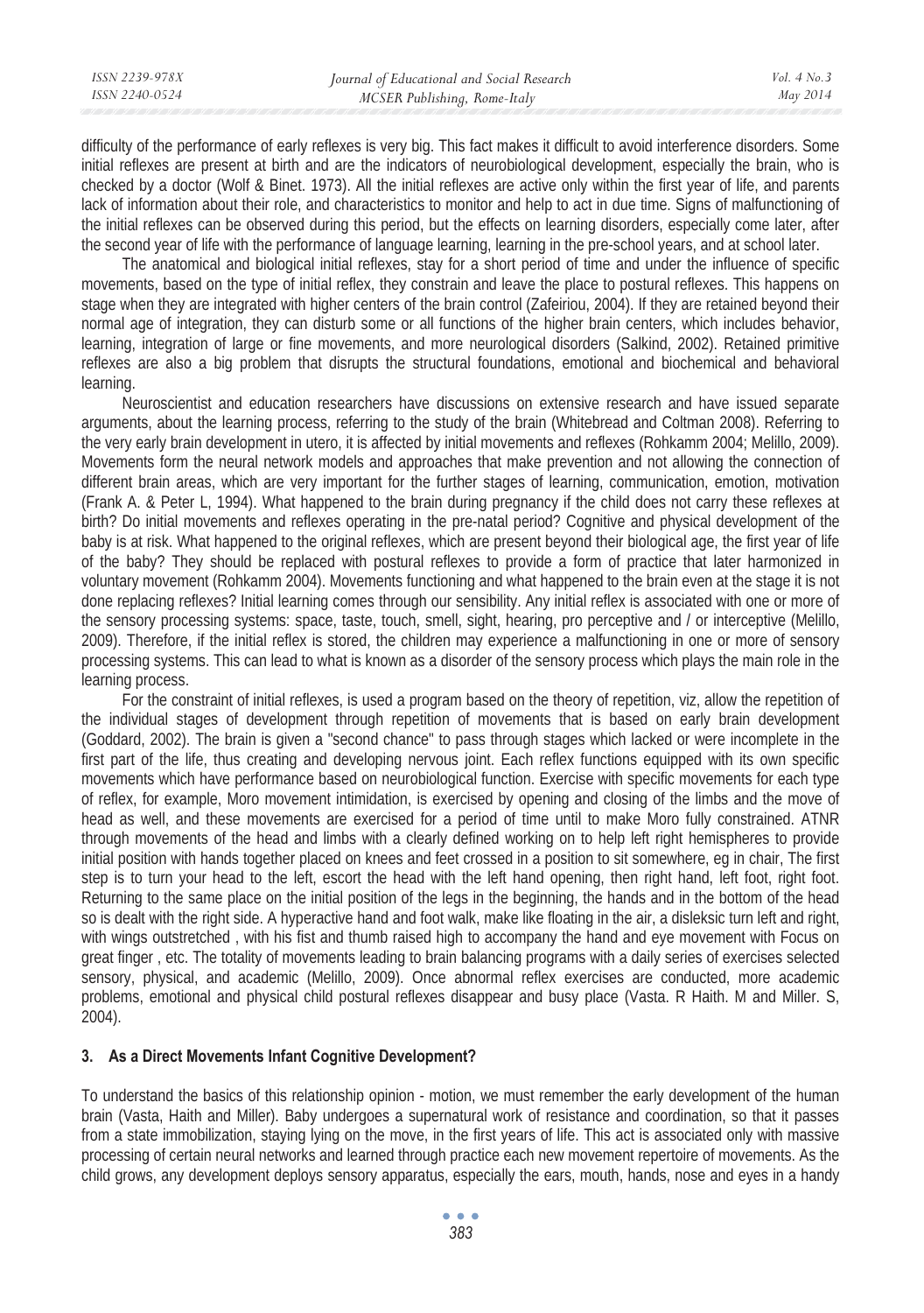difficulty of the performance of early reflexes is very big. This fact makes it difficult to avoid interference disorders. Some initial reflexes are present at birth and are the indicators of neurobiological development, especially the brain, who is checked by a doctor (Wolf & Binet. 1973). All the initial reflexes are active only within the first year of life, and parents lack of information about their role, and characteristics to monitor and help to act in due time. Signs of malfunctioning of the initial reflexes can be observed during this period, but the effects on learning disorders, especially come later, after the second year of life with the performance of language learning, learning in the pre-school years, and at school later.

The anatomical and biological initial reflexes, stay for a short period of time and under the influence of specific movements, based on the type of initial reflex, they constrain and leave the place to postural reflexes. This happens on stage when they are integrated with higher centers of the brain control (Zafeiriou, 2004). If they are retained beyond their normal age of integration, they can disturb some or all functions of the higher brain centers, which includes behavior, learning, integration of large or fine movements, and more neurological disorders (Salkind, 2002). Retained primitive reflexes are also a big problem that disrupts the structural foundations, emotional and biochemical and behavioral learning.

Neuroscientist and education researchers have discussions on extensive research and have issued separate arguments, about the learning process, referring to the study of the brain (Whitebread and Coltman 2008). Referring to the very early brain development in utero, it is affected by initial movements and reflexes (Rohkamm 2004; Melillo, 2009). Movements form the neural network models and approaches that make prevention and not allowing the connection of different brain areas, which are very important for the further stages of learning, communication, emotion, motivation (Frank A. & Peter L, 1994). What happened to the brain during pregnancy if the child does not carry these reflexes at birth? Do initial movements and reflexes operating in the pre-natal period? Cognitive and physical development of the baby is at risk. What happened to the original reflexes, which are present beyond their biological age, the first year of life of the baby? They should be replaced with postural reflexes to provide a form of practice that later harmonized in voluntary movement (Rohkamm 2004). Movements functioning and what happened to the brain even at the stage it is not done replacing reflexes? Initial learning comes through our sensibility. Any initial reflex is associated with one or more of the sensory processing systems: space, taste, touch, smell, sight, hearing, pro perceptive and / or interceptive (Melillo, 2009). Therefore, if the initial reflex is stored, the children may experience a malfunctioning in one or more of sensory processing systems. This can lead to what is known as a disorder of the sensory process which plays the main role in the learning process.

For the constraint of initial reflexes, is used a program based on the theory of repetition, viz, allow the repetition of the individual stages of development through repetition of movements that is based on early brain development (Goddard, 2002). The brain is given a "second chance" to pass through stages which lacked or were incomplete in the first part of the life, thus creating and developing nervous joint. Each reflex functions equipped with its own specific movements which have performance based on neurobiological function. Exercise with specific movements for each type of reflex, for example, Moro movement intimidation, is exercised by opening and closing of the limbs and the move of head as well, and these movements are exercised for a period of time until to make Moro fully constrained. ATNR through movements of the head and limbs with a clearly defined working on to help left right hemispheres to provide initial position with hands together placed on knees and feet crossed in a position to sit somewhere, eg in chair, The first step is to turn your head to the left, escort the head with the left hand opening, then right hand, left foot, right foot. Returning to the same place on the initial position of the legs in the beginning, the hands and in the bottom of the head so is dealt with the right side. A hyperactive hand and foot walk, make like floating in the air, a disleksic turn left and right, with wings outstretched , with his fist and thumb raised high to accompany the hand and eye movement with Focus on great finger , etc. The totality of movements leading to brain balancing programs with a daily series of exercises selected sensory, physical, and academic (Melillo, 2009). Once abnormal reflex exercises are conducted, more academic problems, emotional and physical child postural reflexes disappear and busy place (Vasta. R Haith. M and Miller. S, 2004).

### 3. As a Direct Movements Infant Cognitive Development?

To understand the basics of this relationship opinion - motion, we must remember the early development of the human brain (Vasta, Haith and Miller). Baby undergoes a supernatural work of resistance and coordination, so that it passes from a state immobilization, staying lying on the move, in the first years of life. This act is associated only with massive processing of certain neural networks and learned through practice each new movement repertoire of movements. As the child grows, any development deploys sensory apparatus, especially the ears, mouth, hands, nose and eyes in a handy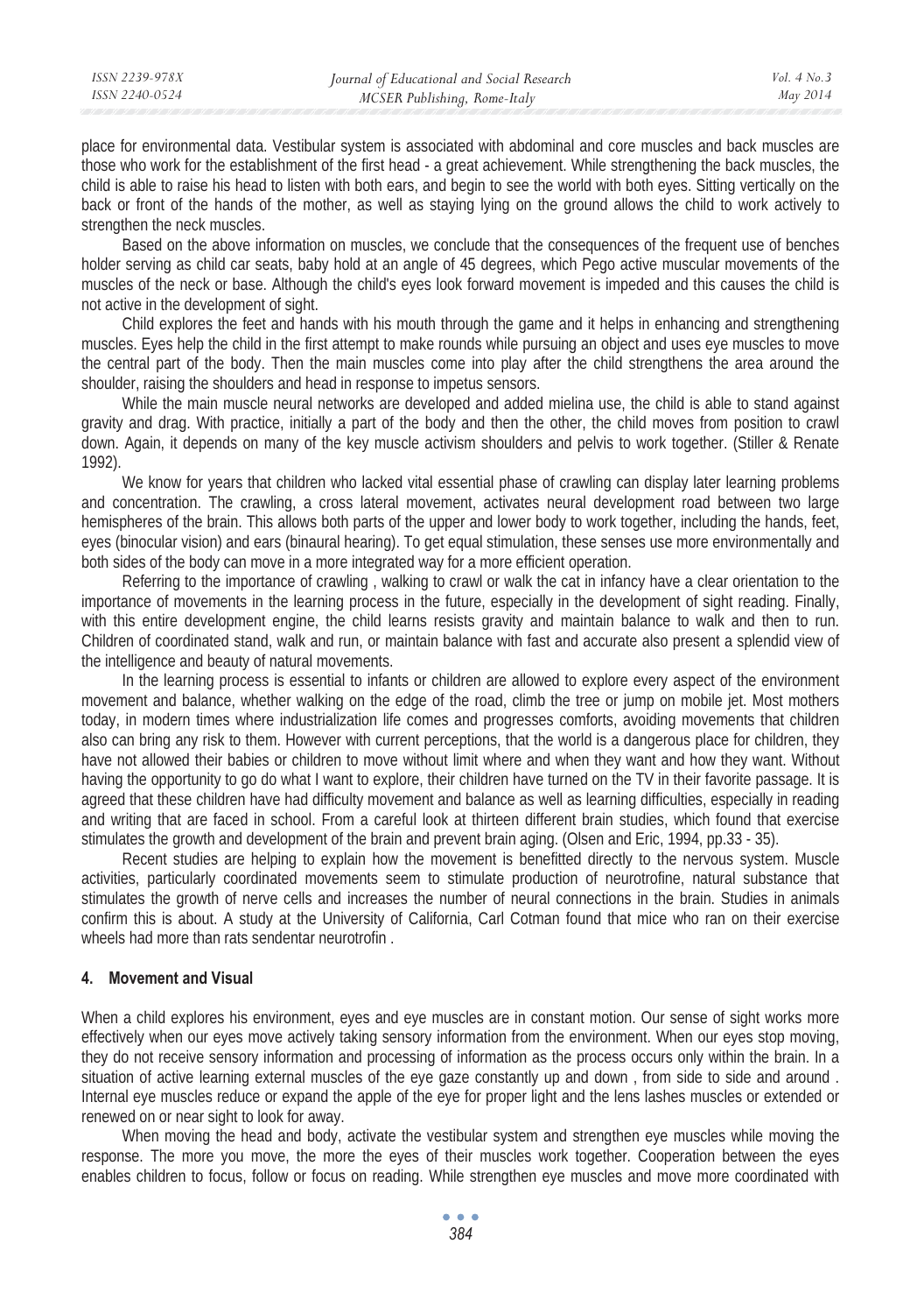place for environmental data. Vestibular system is associated with abdominal and core muscles and back muscles are those who work for the establishment of the first head - a great achievement. While strengthening the back muscles, the child is able to raise his head to listen with both ears, and begin to see the world with both eyes. Sitting vertically on the back or front of the hands of the mother, as well as staying lying on the ground allows the child to work actively to strengthen the neck muscles.

Based on the above information on muscles, we conclude that the consequences of the frequent use of benches holder serving as child car seats, baby hold at an angle of 45 degrees, which Pego active muscular movements of the muscles of the neck or base. Although the child's eyes look forward movement is impeded and this causes the child is not active in the development of sight.

Child explores the feet and hands with his mouth through the game and it helps in enhancing and strengthening muscles. Eyes help the child in the first attempt to make rounds while pursuing an object and uses eye muscles to move the central part of the body. Then the main muscles come into play after the child strengthens the area around the shoulder, raising the shoulders and head in response to impetus sensors.

While the main muscle neural networks are developed and added mielina use, the child is able to stand against gravity and drag. With practice, initially a part of the body and then the other, the child moves from position to crawl down. Again, it depends on many of the key muscle activism shoulders and pelvis to work together. (Stiller & Renate 1992).

We know for years that children who lacked vital essential phase of crawling can display later learning problems and concentration. The crawling, a cross lateral movement, activates neural development road between two large hemispheres of the brain. This allows both parts of the upper and lower body to work together, including the hands, feet, eyes (binocular vision) and ears (binaural hearing). To get equal stimulation, these senses use more environmentally and both sides of the body can move in a more integrated way for a more efficient operation.

Referring to the importance of crawling , walking to crawl or walk the cat in infancy have a clear orientation to the importance of movements in the learning process in the future, especially in the development of sight reading. Finally, with this entire development engine, the child learns resists gravity and maintain balance to walk and then to run. Children of coordinated stand, walk and run, or maintain balance with fast and accurate also present a splendid view of the intelligence and beauty of natural movements.

In the learning process is essential to infants or children are allowed to explore every aspect of the environment movement and balance, whether walking on the edge of the road, climb the tree or jump on mobile jet. Most mothers today, in modern times where industrialization life comes and progresses comforts, avoiding movements that children also can bring any risk to them. However with current perceptions, that the world is a dangerous place for children, they have not allowed their babies or children to move without limit where and when they want and how they want. Without having the opportunity to go do what I want to explore, their children have turned on the TV in their favorite passage. It is agreed that these children have had difficulty movement and balance as well as learning difficulties, especially in reading and writing that are faced in school. From a careful look at thirteen different brain studies, which found that exercise stimulates the growth and development of the brain and prevent brain aging. (Olsen and Eric, 1994, pp.33 - 35).

Recent studies are helping to explain how the movement is benefitted directly to the nervous system. Muscle activities, particularly coordinated movements seem to stimulate production of neurotrofine, natural substance that stimulates the growth of nerve cells and increases the number of neural connections in the brain. Studies in animals confirm this is about. A study at the University of California, Carl Cotman found that mice who ran on their exercise wheels had more than rats sendentar neurotrofin .

## 4. Movement and Visual

When a child explores his environment, eyes and eye muscles are in constant motion. Our sense of sight works more effectively when our eyes move actively taking sensory information from the environment. When our eyes stop moving, they do not receive sensory information and processing of information as the process occurs only within the brain. In a situation of active learning external muscles of the eye gaze constantly up and down , from side to side and around . Internal eye muscles reduce or expand the apple of the eye for proper light and the lens lashes muscles or extended or renewed on or near sight to look for away.

When moving the head and body, activate the vestibular system and strengthen eye muscles while moving the response. The more you move, the more the eyes of their muscles work together. Cooperation between the eyes enables children to focus, follow or focus on reading. While strengthen eye muscles and move more coordinated with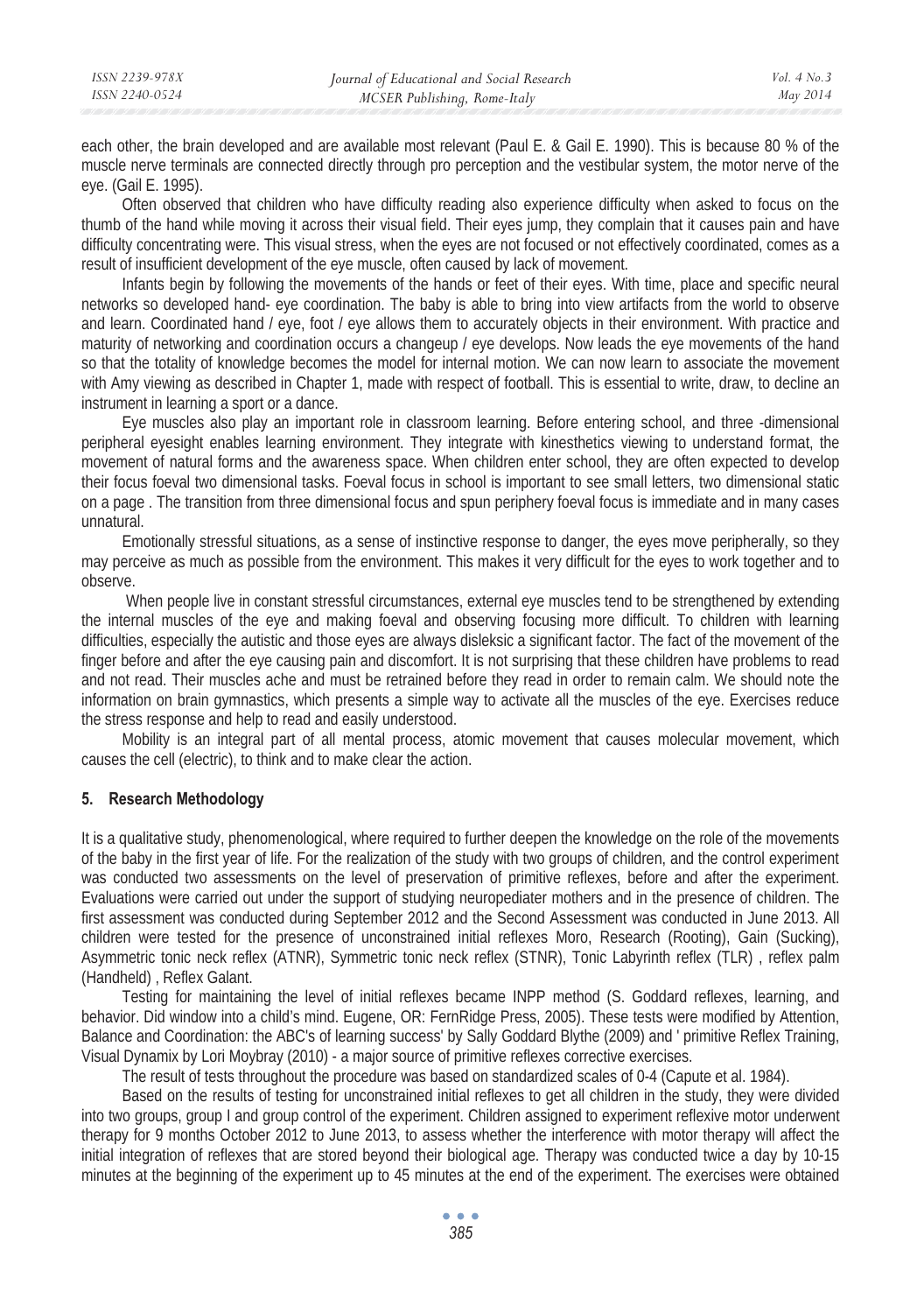each other, the brain developed and are available most relevant (Paul E. & Gail E. 1990). This is because 80 % of the muscle nerve terminals are connected directly through pro perception and the vestibular system, the motor nerve of the eye. (Gail E. 1995).

Often observed that children who have difficulty reading also experience difficulty when asked to focus on the thumb of the hand while moving it across their visual field. Their eyes jump, they complain that it causes pain and have difficulty concentrating were. This visual stress, when the eyes are not focused or not effectively coordinated, comes as a result of insufficient development of the eye muscle, often caused by lack of movement.

Infants begin by following the movements of the hands or feet of their eyes. With time, place and specific neural networks so developed hand- eye coordination. The baby is able to bring into view artifacts from the world to observe and learn. Coordinated hand / eye, foot / eye allows them to accurately objects in their environment. With practice and maturity of networking and coordination occurs a changeup / eye develops. Now leads the eye movements of the hand so that the totality of knowledge becomes the model for internal motion. We can now learn to associate the movement with Amy viewing as described in Chapter 1, made with respect of football. This is essential to write, draw, to decline an instrument in learning a sport or a dance.

Eye muscles also play an important role in classroom learning. Before entering school, and three -dimensional peripheral eyesight enables learning environment. They integrate with kinesthetics viewing to understand format, the movement of natural forms and the awareness space. When children enter school, they are often expected to develop their focus foeval two dimensional tasks. Foeval focus in school is important to see small letters, two dimensional static on a page . The transition from three dimensional focus and spun periphery foeval focus is immediate and in many cases unnatural.

Emotionally stressful situations, as a sense of instinctive response to danger, the eyes move peripherally, so they may perceive as much as possible from the environment. This makes it very difficult for the eyes to work together and to observe.

When people live in constant stressful circumstances, external eye muscles tend to be strengthened by extending the internal muscles of the eye and making foeval and observing focusing more difficult. To children with learning difficulties, especially the autistic and those eyes are always disleksic a significant factor. The fact of the movement of the finger before and after the eye causing pain and discomfort. It is not surprising that these children have problems to read and not read. Their muscles ache and must be retrained before they read in order to remain calm. We should note the information on brain gymnastics, which presents a simple way to activate all the muscles of the eye. Exercises reduce the stress response and help to read and easily understood.

Mobility is an integral part of all mental process, atomic movement that causes molecular movement, which causes the cell (electric), to think and to make clear the action.

## 5. Research Methodology

It is a qualitative study, phenomenological, where required to further deepen the knowledge on the role of the movements of the baby in the first year of life. For the realization of the study with two groups of children, and the control experiment was conducted two assessments on the level of preservation of primitive reflexes, before and after the experiment. Evaluations were carried out under the support of studying neuropediater mothers and in the presence of children. The first assessment was conducted during September 2012 and the Second Assessment was conducted in June 2013. All children were tested for the presence of unconstrained initial reflexes Moro, Research (Rooting), Gain (Sucking), Asymmetric tonic neck reflex (ATNR), Symmetric tonic neck reflex (STNR), Tonic Labyrinth reflex (TLR) , reflex palm (Handheld) , Reflex Galant.

Testing for maintaining the level of initial reflexes became INPP method (S. Goddard reflexes, learning, and behavior. Did window into a child's mind. Eugene, OR: FernRidge Press, 2005). These tests were modified by Attention, Balance and Coordination: the ABC's of learning success' by Sally Goddard Blythe (2009) and ' primitive Reflex Training, Visual Dynamix by Lori Moybray (2010) - a major source of primitive reflexes corrective exercises.

The result of tests throughout the procedure was based on standardized scales of 0-4 (Capute et al. 1984).

Based on the results of testing for unconstrained initial reflexes to get all children in the study, they were divided into two groups, group I and group control of the experiment. Children assigned to experiment reflexive motor underwent therapy for 9 months October 2012 to June 2013, to assess whether the interference with motor therapy will affect the initial integration of reflexes that are stored beyond their biological age. Therapy was conducted twice a day by 10-15 minutes at the beginning of the experiment up to 45 minutes at the end of the experiment. The exercises were obtained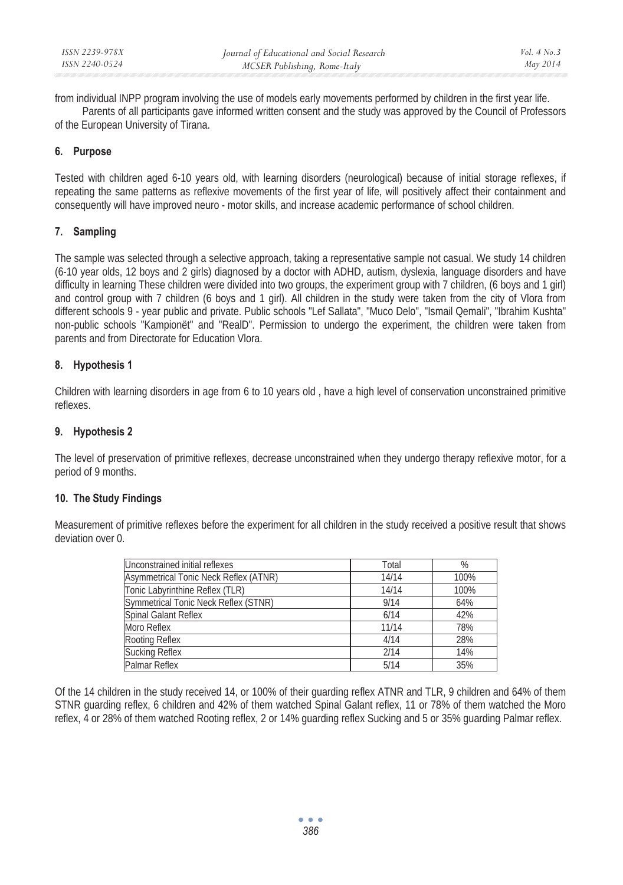from individual INPP program involving the use of models early movements performed by children in the first year life.

Parents of all participants gave informed written consent and the study was approved by the Council of Professors of the European University of Tirana.

## 6. Purpose

Tested with children aged 6-10 years old, with learning disorders (neurological) because of initial storage reflexes, if repeating the same patterns as reflexive movements of the first year of life, will positively affect their containment and consequently will have improved neuro - motor skills, and increase academic performance of school children.

## 7. Sampling

The sample was selected through a selective approach, taking a representative sample not casual. We study 14 children (6-10 year olds, 12 boys and 2 girls) diagnosed by a doctor with ADHD, autism, dyslexia, language disorders and have difficulty in learning These children were divided into two groups, the experiment group with 7 children, (6 boys and 1 girl) and control group with 7 children (6 boys and 1 girl). All children in the study were taken from the city of Vlora from different schools 9 - year public and private. Public schools "Lef Sallata", "Muco Delo", "Ismail Qemali", "Ibrahim Kushta" non-public schools "Kampionët" and "RealD". Permission to undergo the experiment, the children were taken from parents and from Directorate for Education Vlora.

## 8. Hypothesis 1

Children with learning disorders in age from 6 to 10 years old , have a high level of conservation unconstrained primitive reflexes.

## 9. Hypothesis 2

The level of preservation of primitive reflexes, decrease unconstrained when they undergo therapy reflexive motor, for a period of 9 months.

## 10. The Study Findings

Measurement of primitive reflexes before the experiment for all children in the study received a positive result that shows deviation over 0.

| Unconstrained initial reflexes | Total | % |
|---|---|---|
| Asymmetrical Tonic Neck Reflex (ATNR) | 14/14 | 100% |
| Tonic Labyrinthine Reflex (TLR) | 14/14 | 100% |
| Symmetrical Tonic Neck Reflex (STNR) | 9/14 | 64% |
| Spinal Galant Reflex | 6/14 | 42% |
| Moro Reflex | 11/14 | 78% |
| Rooting Reflex | 4/14 | 28% |
| Sucking Reflex | 2/14 | 14% |
| Palmar Reflex | 5/14 | 35% |

Of the 14 children in the study received 14, or 100% of their guarding reflex ATNR and TLR, 9 children and 64% of them STNR guarding reflex, 6 children and 42% of them watched Spinal Galant reflex, 11 or 78% of them watched the Moro reflex, 4 or 28% of them watched Rooting reflex, 2 or 14% guarding reflex Sucking and 5 or 35% guarding Palmar reflex.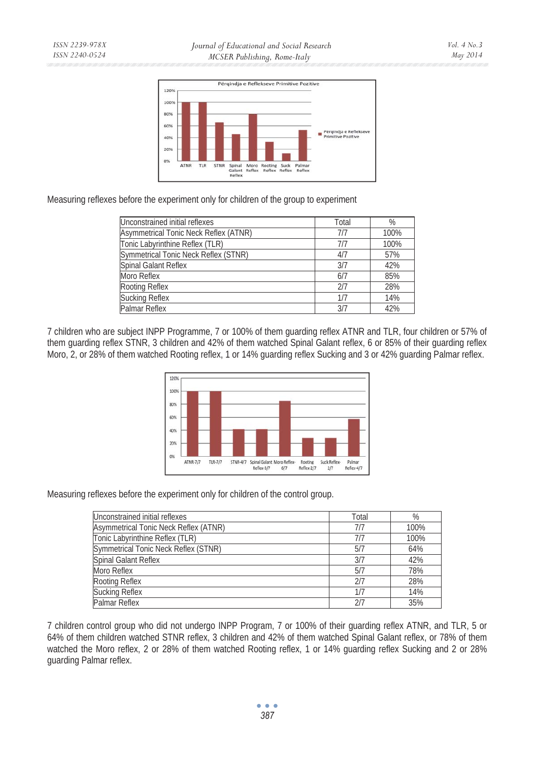Measuring reflexes before the experiment only for children of the group to experiment

| Unconstrained initial reflexes | Total | % |
|---|---|---|
| Asymmetrical Tonic Neck Reflex (ATNR) | 7/7 | 100% |
| Tonic Labyrinthine Reflex (TLR) | 7/7 | 100% |
| Symmetrical Tonic Neck Reflex (STNR) | 4/7 | 57% |
| Spinal Galant Reflex | 3/7 | 42% |
| Moro Reflex | 6/7 | 85% |
| Rooting Reflex | 2/7 | 28% |
| Sucking Reflex | 1/7 | 14% |
| Palmar Reflex | 3/7 | 42% |

7 children who are subject INPP Programme, 7 or 100% of them guarding reflex ATNR and TLR, four children or 57% of them guarding reflex STNR, 3 children and 42% of them watched Spinal Galant reflex, 6 or 85% of their guarding reflex Moro, 2, or 28% of them watched Rooting reflex, 1 or 14% guarding reflex Sucking and 3 or 42% guarding Palmar reflex.

Measuring reflexes before the experiment only for children of the control group.

| Unconstrained initial reflexes | Total | % |
|---|---|---|
| Asymmetrical Tonic Neck Reflex (ATNR) | 7/7 | 100% |
| Tonic Labyrinthine Reflex (TLR) | 7/7 | 100% |
| Symmetrical Tonic Neck Reflex (STNR) | 5/7 | 64% |
| Spinal Galant Reflex | 3/7 | 42% |
| Moro Reflex | 5/7 | 78% |
| Rooting Reflex | 2/7 | 28% |
| Sucking Reflex | 1/7 | 14% |
| Palmar Reflex | 2/7 | 35% |

7 children control group who did not undergo INPP Program, 7 or 100% of their guarding reflex ATNR, and TLR, 5 or 64% of them children watched STNR reflex, 3 children and 42% of them watched Spinal Galant reflex, or 78% of them watched the Moro reflex, 2 or 28% of them watched Rooting reflex, 1 or 14% guarding reflex Sucking and 2 or 28% guarding Palmar reflex.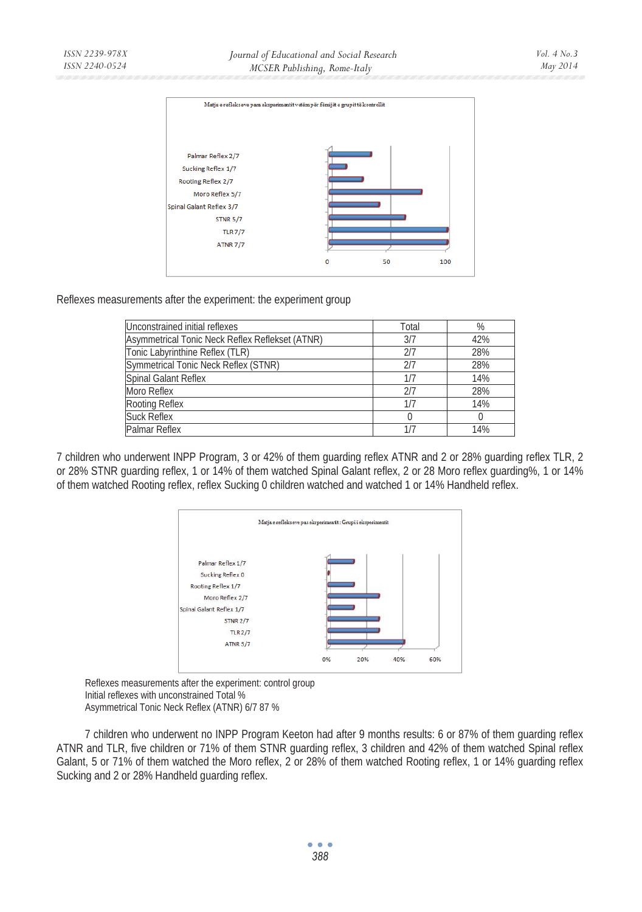Matja e refleksove para eksperimentit vetëm për fëmijët e grupit të kontrollit

Palmar Reflex 2/7
Sucking Reflex 1/7
Rooting Reflex 2/7
Moro Reflex 5/7
Spinal Galant Reflex 3/7
STNR 5/7
TLR 7/7
ATNR 7/7

0 50 100

Reflexes measurements after the experiment: the experiment group

| Unconstrained initial reflexes | Total | % |
|---|---|---|
| Asymmetrical Tonic Neck Reflex Reflekset (ATNR) | 3/7 | 42% |
| Tonic Labyrinthine Reflex (TLR) | 2/7 | 28% |
| Symmetrical Tonic Neck Reflex (STNR) | 2/7 | 28% |
| Spinal Galant Reflex | 1/7 | 14% |
| Moro Reflex | 2/7 | 28% |
| Rooting Reflex | 1/7 | 14% |
| Suck Reflex | 0 | 0 |
| Palmar Reflex | 1/7 | 14% |

7 children who underwent INPP Program, 3 or 42% of them guarding reflex ATNR and 2 or 28% guarding reflex TLR, 2 or 28% STNR guarding reflex, 1 or 14% of them watched Spinal Galant reflex, 2 or 28 Moro reflex guarding%, 1 or 14% of them watched Rooting reflex, reflex Sucking 0 children watched and watched 1 or 14% Handheld reflex.

Matja e refleksove pas eksperimentit: Grupi i eksperimentit

Palmar Reflex 1/7
Sucking Reflex 0
Rooting Reflex 1/7
Moro Reflex 2/7
Spinal Galant Reflex 1/7
STNR 2/7
TLR 2/7
ATNR 3/7

0% 20% 40% 60%

Reflexes measurements after the experiment: control group
Initial reflexes with unconstrained Total %
Asymmetrical Tonic Neck Reflex (ATNR) 6/7 87 %

7 children who underwent no INPP Program Keeton had after 9 months results: 6 or 87% of them guarding reflex ATNR and TLR, five children or 71% of them STNR guarding reflex, 3 children and 42% of them watched Spinal reflex Galant, 5 or 71% of them watched the Moro reflex, 2 or 28% of them watched Rooting reflex, 1 or 14% guarding reflex Sucking and 2 or 28% Handheld guarding reflex.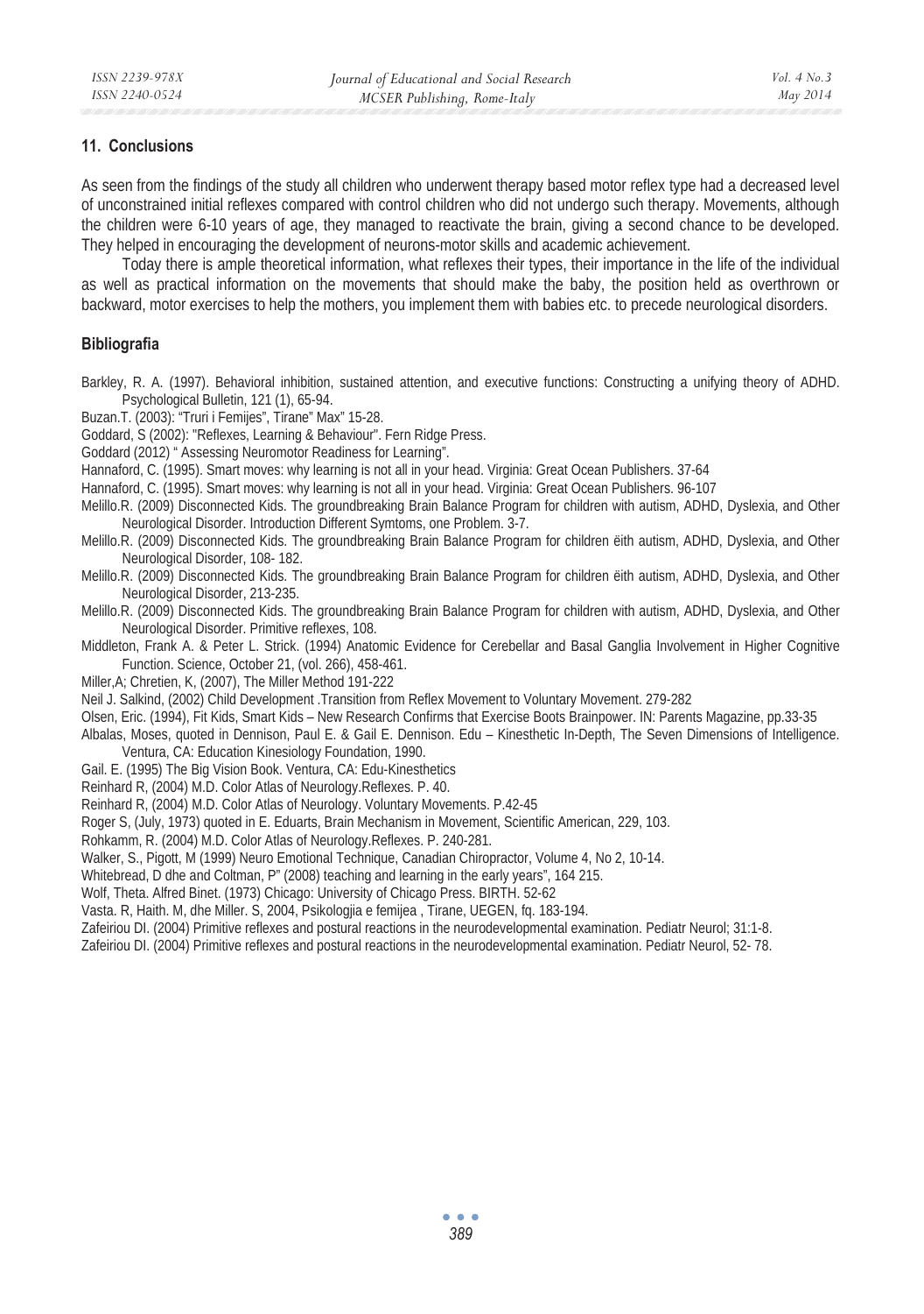## 11. Conclusions

As seen from the findings of the study all children who underwent therapy based motor reflex type had a decreased level of unconstrained initial reflexes compared with control children who did not undergo such therapy. Movements, although the children were 6-10 years of age, they managed to reactivate the brain, giving a second chance to be developed. They helped in encouraging the development of neurons-motor skills and academic achievement.

Today there is ample theoretical information, what reflexes their types, their importance in the life of the individual as well as practical information on the movements that should make the baby, the position held as overthrown or backward, motor exercises to help the mothers, you implement them with babies etc. to precede neurological disorders.

## Bibliografia

Barkley, R. A. (1997). Behavioral inhibition, sustained attention, and executive functions: Constructing a unifying theory of ADHD. Psychological Bulletin, 121 (1), 65-94.

Buzan.T. (2003): "Truri i Femijes", Tirane" Max" 15-28.

Goddard, S (2002): "Reflexes, Learning & Behaviour". Fern Ridge Press.

Goddard (2012) " Assessing Neuromotor Readiness for Learning".

Hannaford, C. (1995). Smart moves: why learning is not all in your head. Virginia: Great Ocean Publishers. 37-64

Hannaford, C. (1995). Smart moves: why learning is not all in your head. Virginia: Great Ocean Publishers. 96-107

Melillo.R. (2009) Disconnected Kids. The groundbreaking Brain Balance Program for children with autism, ADHD, Dyslexia, and Other Neurological Disorder. Introduction Different Symtoms, one Problem. 3-7.

Melillo.R. (2009) Disconnected Kids. The groundbreaking Brain Balance Program for children ëith autism, ADHD, Dyslexia, and Other Neurological Disorder, 108- 182.

Melillo.R. (2009) Disconnected Kids. The groundbreaking Brain Balance Program for children ëith autism, ADHD, Dyslexia, and Other Neurological Disorder, 213-235.

Melillo.R. (2009) Disconnected Kids. The groundbreaking Brain Balance Program for children with autism, ADHD, Dyslexia, and Other Neurological Disorder. Primitive reflexes, 108.

Middleton, Frank A. & Peter L. Strick. (1994) Anatomic Evidence for Cerebellar and Basal Ganglia Involvement in Higher Cognitive Function. Science, October 21, (vol. 266), 458-461.

Miller,A; Chretien, K, (2007), The Miller Method 191-222

Neil J. Salkind, (2002) Child Development .Transition from Reflex Movement to Voluntary Movement. 279-282

Olsen, Eric. (1994), Fit Kids, Smart Kids – New Research Confirms that Exercise Boots Brainpower. IN: Parents Magazine, pp.33-35

Albalas, Moses, quoted in Dennison, Paul E. & Gail E. Dennison. Edu – Kinesthetic In-Depth, The Seven Dimensions of Intelligence. Ventura, CA: Education Kinesiology Foundation, 1990.

Gail. E. (1995) The Big Vision Book. Ventura, CA: Edu-Kinesthetics

Reinhard R, (2004) M.D. Color Atlas of Neurology.Reflexes. P. 40.

Reinhard R, (2004) M.D. Color Atlas of Neurology. Voluntary Movements. P.42-45

Roger S, (July, 1973) quoted in E. Eduarts, Brain Mechanism in Movement, Scientific American, 229, 103.

Rohkamm, R. (2004) M.D. Color Atlas of Neurology.Reflexes. P. 240-281.

Walker, S., Pigott, M (1999) Neuro Emotional Technique, Canadian Chiropractor, Volume 4, No 2, 10-14.

Whitebread, D dhe and Coltman, P" (2008) teaching and learning in the early years", 164 215.

Wolf, Theta. Alfred Binet. (1973) Chicago: University of Chicago Press. BIRTH. 52-62

Vasta. R, Haith. M, dhe Miller. S, 2004, Psikologjia e femijea , Tirane, UEGEN, fq. 183-194.

Zafeiriou DI. (2004) Primitive reflexes and postural reactions in the neurodevelopmental examination. Pediatr Neurol; 31:1-8.

Zafeiriou DI. (2004) Primitive reflexes and postural reactions in the neurodevelopmental examination. Pediatr Neurol, 52- 78.